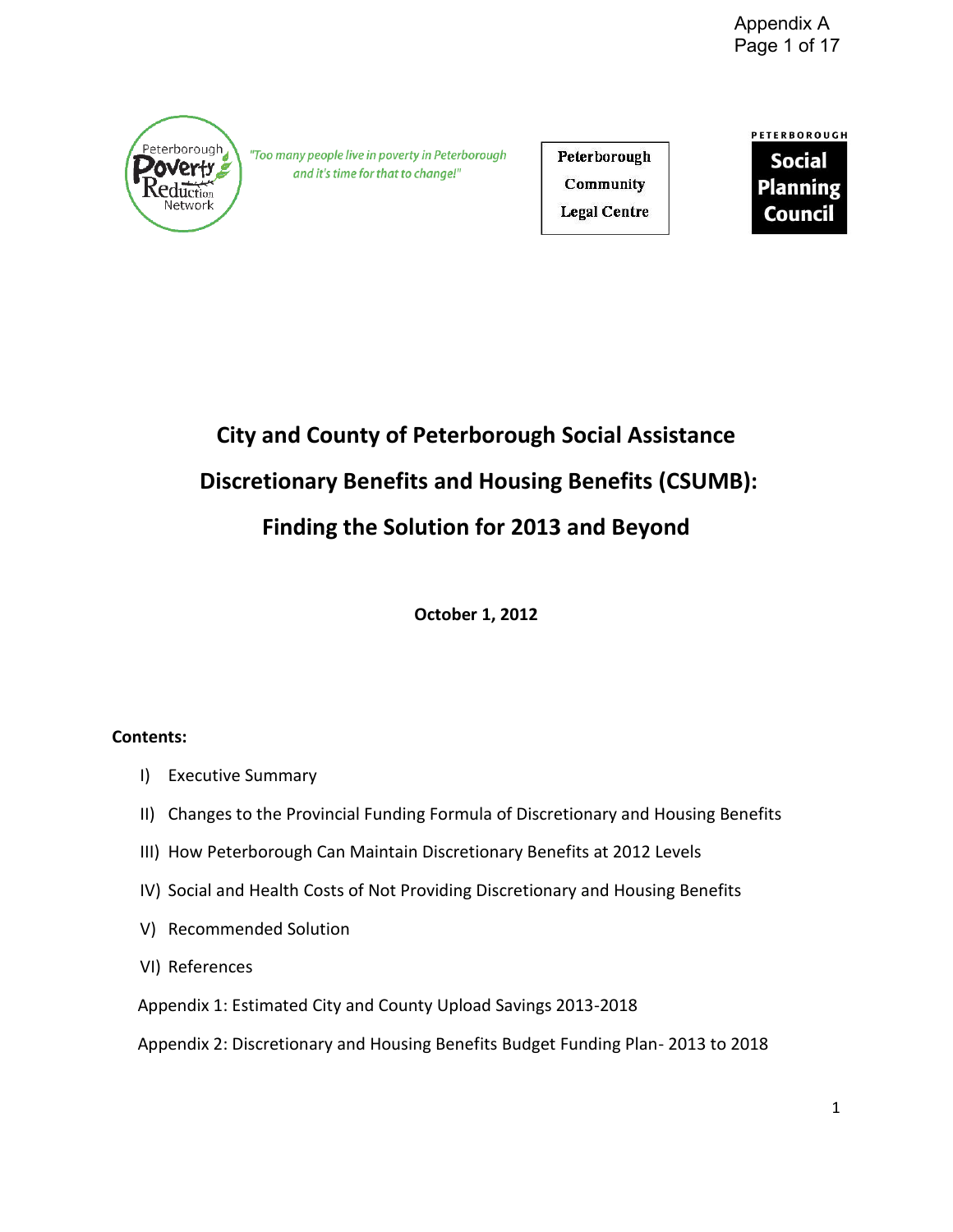Peterborough Poverty Reduction Network

*"Too many people live in poverty in Peterborough and it's time for that to change!"*

Peterborough Community Legal Centre

Peterborough Social Planning Council

# City and County of Peterborough Social Assistance Discretionary Benefits and Housing Benefits (CSUMB): Finding the Solution for 2013 and Beyond

**October 1, 2012**

**Contents:**

I) Executive Summary

II) Changes to the Provincial Funding Formula of Discretionary and Housing Benefits

III) How Peterborough Can Maintain Discretionary Benefits at 2012 Levels

IV) Social and Health Costs of Not Providing Discretionary and Housing Benefits

V) Recommended Solution

VI) References

Appendix 1: Estimated City and County Upload Savings 2013-2018

Appendix 2: Discretionary and Housing Benefits Budget Funding Plan- 2013 to 2018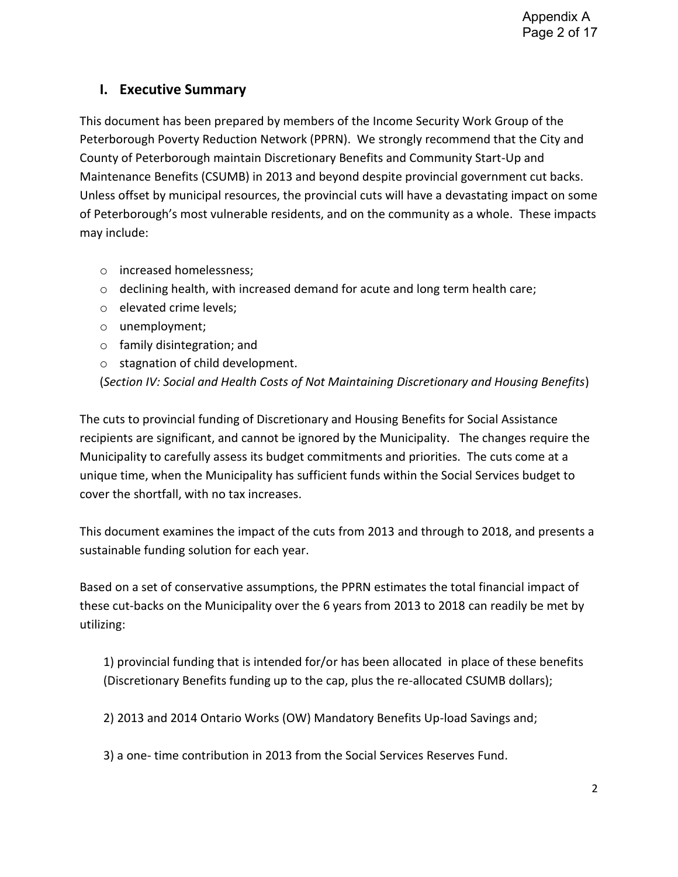## I. Executive Summary

This document has been prepared by members of the Income Security Work Group of the Peterborough Poverty Reduction Network (PPRN). We strongly recommend that the City and County of Peterborough maintain Discretionary Benefits and Community Start-Up and Maintenance Benefits (CSUMB) in 2013 and beyond despite provincial government cut backs. Unless offset by municipal resources, the provincial cuts will have a devastating impact on some of Peterborough's most vulnerable residents, and on the community as a whole. These impacts may include:

- increased homelessness;
- declining health, with increased demand for acute and long term health care;
- elevated crime levels;
- unemployment;
- family disintegration; and
- stagnation of child development.

(*Section IV: Social and Health Costs of Not Maintaining Discretionary and Housing Benefits*)

The cuts to provincial funding of Discretionary and Housing Benefits for Social Assistance recipients are significant, and cannot be ignored by the Municipality. The changes require the Municipality to carefully assess its budget commitments and priorities. The cuts come at a unique time, when the Municipality has sufficient funds within the Social Services budget to cover the shortfall, with no tax increases.

This document examines the impact of the cuts from 2013 and through to 2018, and presents a sustainable funding solution for each year.

Based on a set of conservative assumptions, the PPRN estimates the total financial impact of these cut-backs on the Municipality over the 6 years from 2013 to 2018 can readily be met by utilizing:

1) provincial funding that is intended for/or has been allocated in place of these benefits (Discretionary Benefits funding up to the cap, plus the re-allocated CSUMB dollars);

2) 2013 and 2014 Ontario Works (OW) Mandatory Benefits Up-load Savings and;

3) a one- time contribution in 2013 from the Social Services Reserves Fund.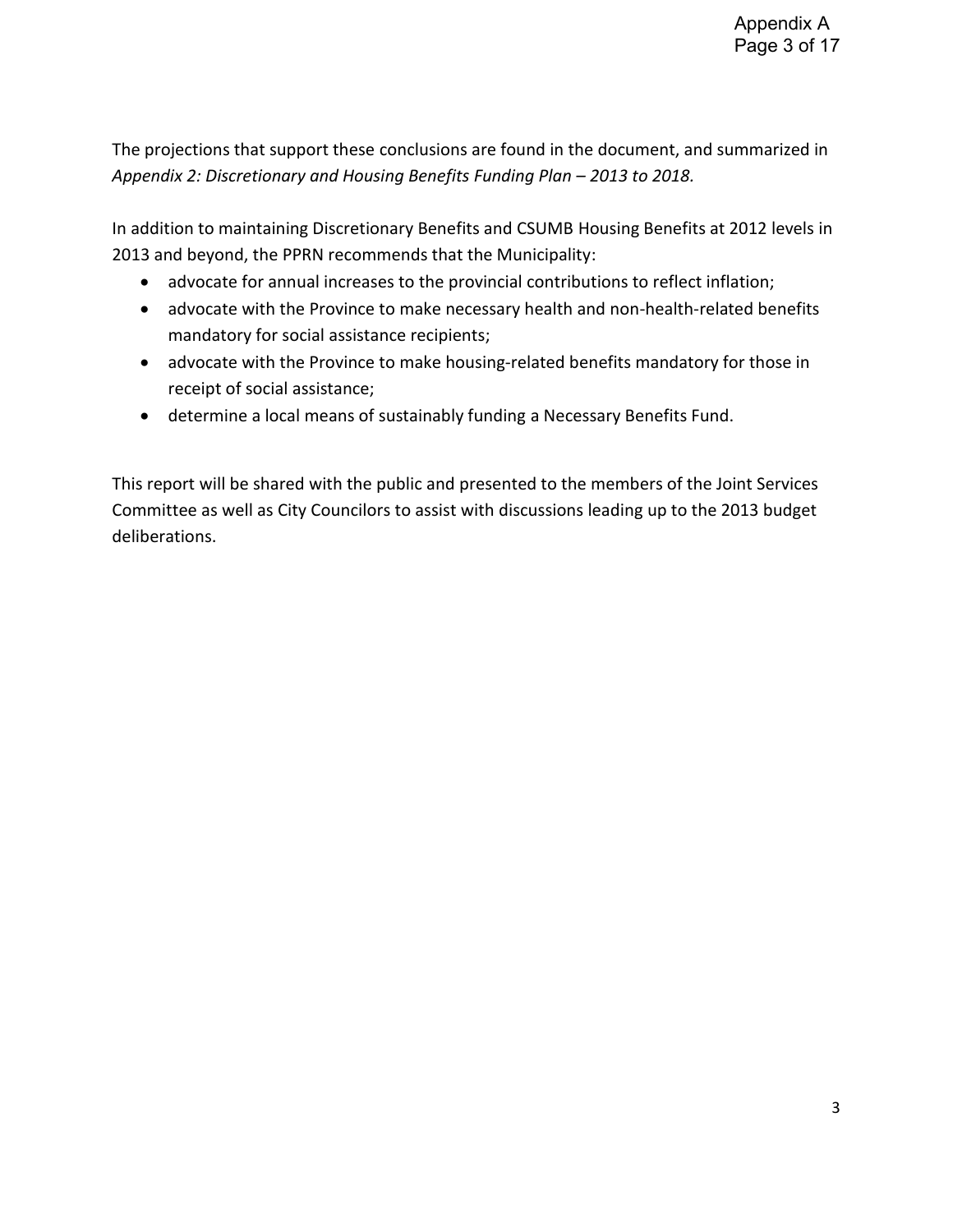The projections that support these conclusions are found in the document, and summarized in *Appendix 2: Discretionary and Housing Benefits Funding Plan – 2013 to 2018.*

In addition to maintaining Discretionary Benefits and CSUMB Housing Benefits at 2012 levels in 2013 and beyond, the PPRN recommends that the Municipality:

- advocate for annual increases to the provincial contributions to reflect inflation;
- advocate with the Province to make necessary health and non-health-related benefits mandatory for social assistance recipients;
- advocate with the Province to make housing-related benefits mandatory for those in receipt of social assistance;
- determine a local means of sustainably funding a Necessary Benefits Fund.

This report will be shared with the public and presented to the members of the Joint Services Committee as well as City Councilors to assist with discussions leading up to the 2013 budget deliberations.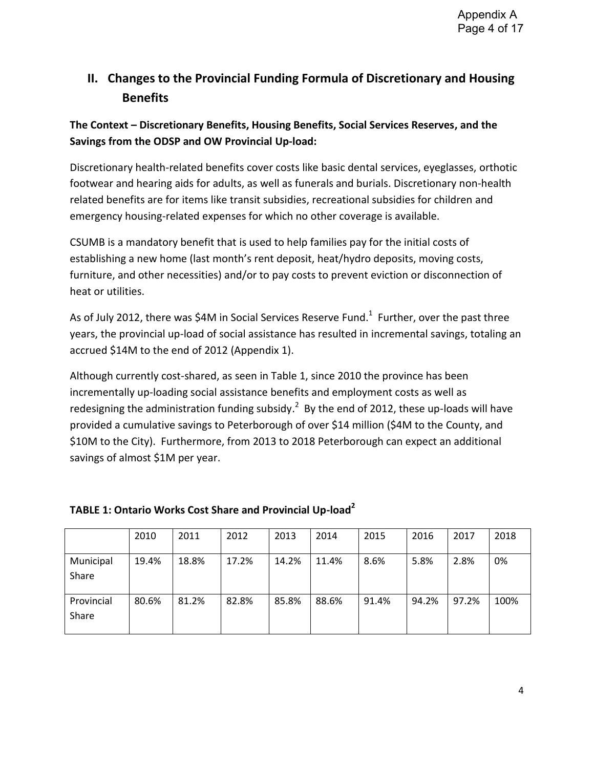## II. Changes to the Provincial Funding Formula of Discretionary and Housing Benefits

**The Context – Discretionary Benefits, Housing Benefits, Social Services Reserves, and the Savings from the ODSP and OW Provincial Up-load:**

Discretionary health-related benefits cover costs like basic dental services, eyeglasses, orthotic footwear and hearing aids for adults, as well as funerals and burials. Discretionary non-health related benefits are for items like transit subsidies, recreational subsidies for children and emergency housing-related expenses for which no other coverage is available.

CSUMB is a mandatory benefit that is used to help families pay for the initial costs of establishing a new home (last month's rent deposit, heat/hydro deposits, moving costs, furniture, and other necessities) and/or to pay costs to prevent eviction or disconnection of heat or utilities.

As of July 2012, there was $4M in Social Services Reserve Fund.[1] Further, over the past three years, the provincial up-load of social assistance has resulted in incremental savings, totaling an accrued $14M to the end of 2012 (Appendix 1).

Although currently cost-shared, as seen in Table 1, since 2010 the province has been incrementally up-loading social assistance benefits and employment costs as well as redesigning the administration funding subsidy.[2] By the end of 2012, these up-loads will have provided a cumulative savings to Peterborough of over $14 million ($4M to the County, and $10M to the City). Furthermore, from 2013 to 2018 Peterborough can expect an additional savings of almost $1M per year.

**TABLE 1: Ontario Works Cost Share and Provincial Up-load[2]**

| | 2010 | 2011 | 2012 | 2013 | 2014 | 2015 | 2016 | 2017 | 2018 |
|---|---|---|---|---|---|---|---|---|---|
| Municipal Share | 19.4% | 18.8% | 17.2% | 14.2% | 11.4% | 8.6% | 5.8% | 2.8% | 0% |
| Provincial Share | 80.6% | 81.2% | 82.8% | 85.8% | 88.6% | 91.4% | 94.2% | 97.2% | 100% |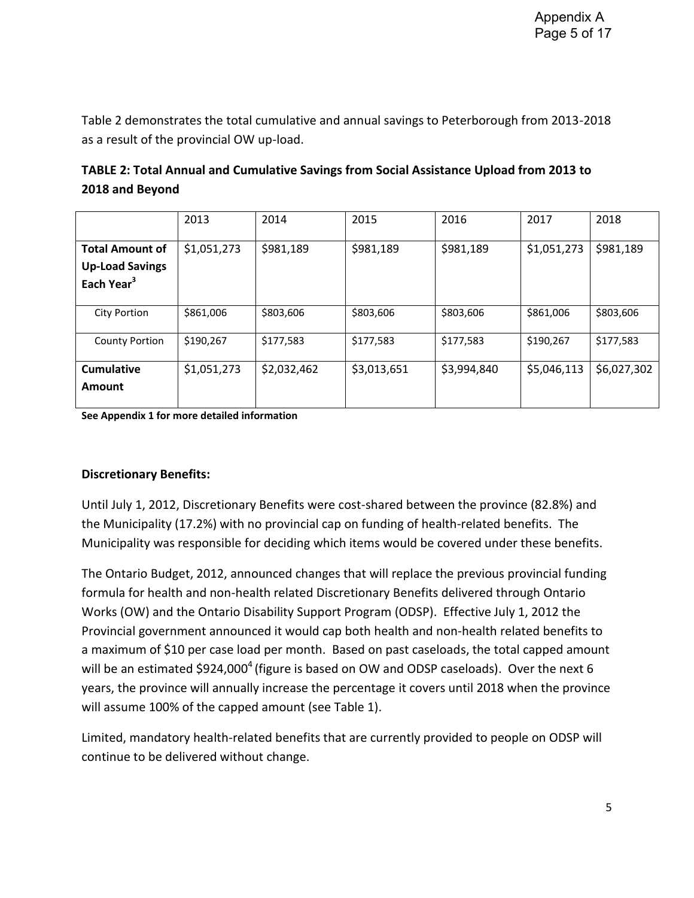Table 2 demonstrates the total cumulative and annual savings to Peterborough from 2013-2018 as a result of the provincial OW up-load.

**TABLE 2: Total Annual and Cumulative Savings from Social Assistance Upload from 2013 to 2018 and Beyond**

| | 2013 | 2014 | 2015 | 2016 | 2017 | 2018 |
|---|---|---|---|---|---|---|
| **Total Amount of Up-Load Savings Each Year[3]** | $1,051,273 | $981,189 | $981,189 | $981,189 | $1,051,273 | $981,189 |
| City Portion | $861,006 | $803,606 | $803,606 | $803,606 | $861,006 | $803,606 |
| County Portion | $190,267 | $177,583 | $177,583 | $177,583 | $190,267 | $177,583 |
| **Cumulative Amount** | $1,051,273 | $2,032,462 | $3,013,651 | $3,994,840 | $5,046,113 | $6,027,302 |

**See Appendix 1 for more detailed information**

**Discretionary Benefits:**

Until July 1, 2012, Discretionary Benefits were cost-shared between the province (82.8%) and the Municipality (17.2%) with no provincial cap on funding of health-related benefits. The Municipality was responsible for deciding which items would be covered under these benefits.

The Ontario Budget, 2012, announced changes that will replace the previous provincial funding formula for health and non-health related Discretionary Benefits delivered through Ontario Works (OW) and the Ontario Disability Support Program (ODSP). Effective July 1, 2012 the Provincial government announced it would cap both health and non-health related benefits to a maximum of $10 per case load per month. Based on past caseloads, the total capped amount will be an estimated $924,000[4] (figure is based on OW and ODSP caseloads). Over the next 6 years, the province will annually increase the percentage it covers until 2018 when the province will assume 100% of the capped amount (see Table 1).

Limited, mandatory health-related benefits that are currently provided to people on ODSP will continue to be delivered without change.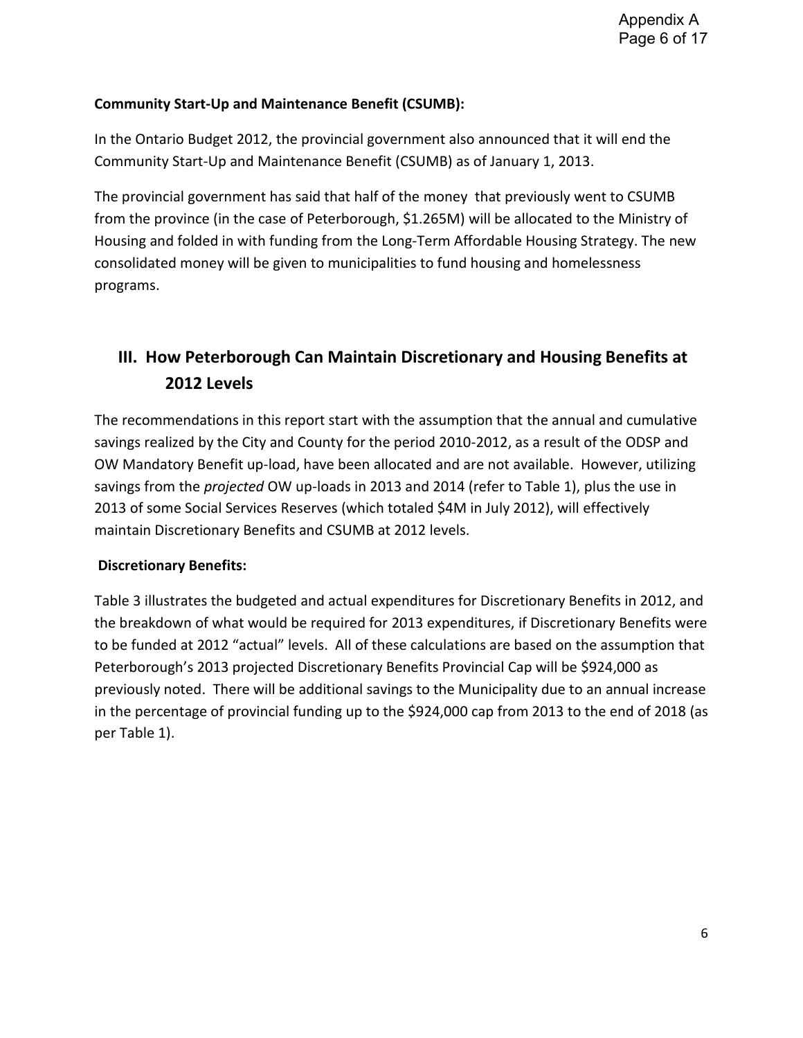**Community Start-Up and Maintenance Benefit (CSUMB):**

In the Ontario Budget 2012, the provincial government also announced that it will end the Community Start-Up and Maintenance Benefit (CSUMB) as of January 1, 2013.

The provincial government has said that half of the money that previously went to CSUMB from the province (in the case of Peterborough, $1.265M) will be allocated to the Ministry of Housing and folded in with funding from the Long-Term Affordable Housing Strategy. The new consolidated money will be given to municipalities to fund housing and homelessness programs.

## III. How Peterborough Can Maintain Discretionary and Housing Benefits at 2012 Levels

The recommendations in this report start with the assumption that the annual and cumulative savings realized by the City and County for the period 2010-2012, as a result of the ODSP and OW Mandatory Benefit up-load, have been allocated and are not available. However, utilizing savings from the *projected* OW up-loads in 2013 and 2014 (refer to Table 1), plus the use in 2013 of some Social Services Reserves (which totaled $4M in July 2012), will effectively maintain Discretionary Benefits and CSUMB at 2012 levels.

**Discretionary Benefits:**

Table 3 illustrates the budgeted and actual expenditures for Discretionary Benefits in 2012, and the breakdown of what would be required for 2013 expenditures, if Discretionary Benefits were to be funded at 2012 "actual" levels. All of these calculations are based on the assumption that Peterborough's 2013 projected Discretionary Benefits Provincial Cap will be $924,000 as previously noted. There will be additional savings to the Municipality due to an annual increase in the percentage of provincial funding up to the $924,000 cap from 2013 to the end of 2018 (as per Table 1).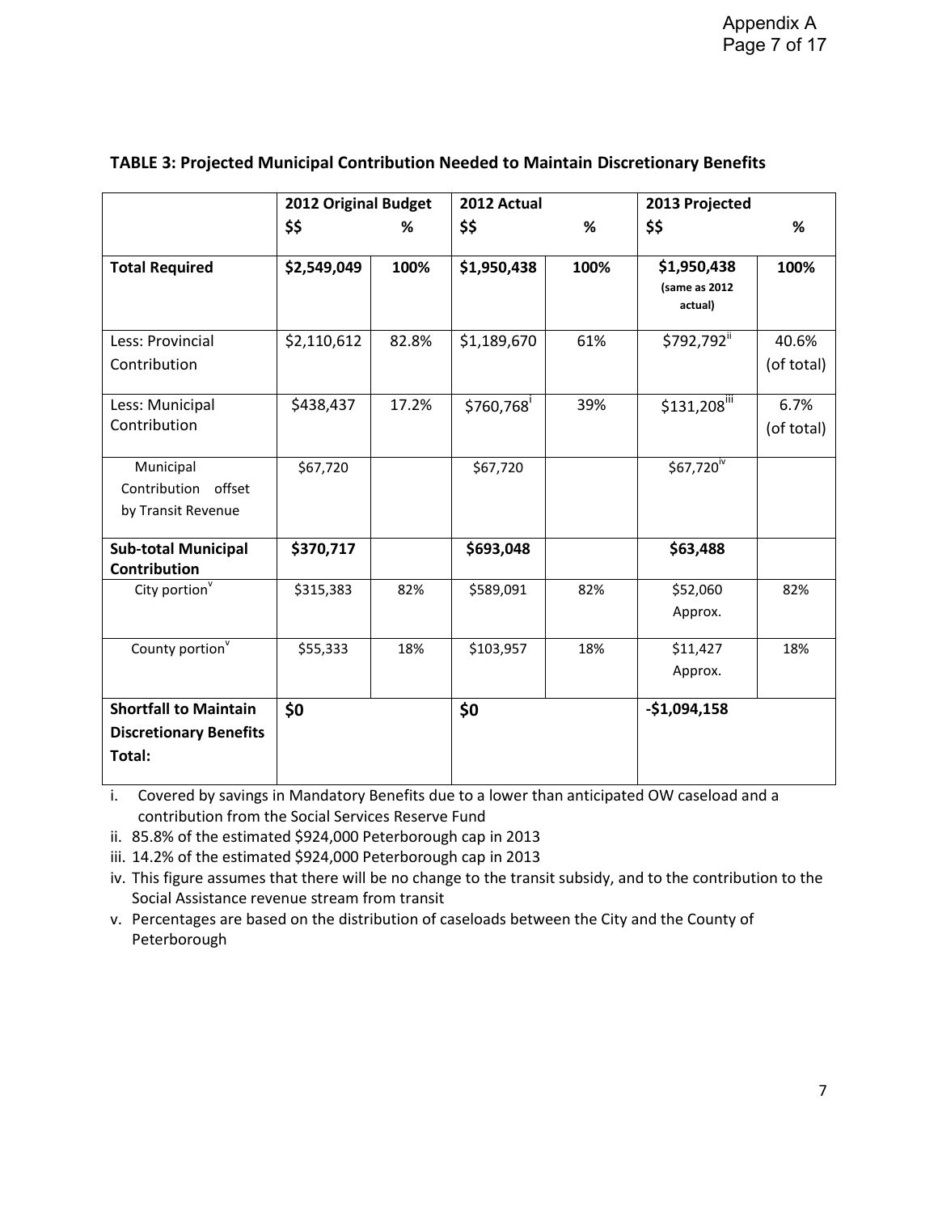**TABLE 3: Projected Municipal Contribution Needed to Maintain Discretionary Benefits**

| | 2012 Original Budget | | 2012 Actual | | 2013 Projected | |
|---|---|---|---|---|---|---|
| | $$ | % | $$ | % | $$ | % |
| **Total Required** | **$2,549,049** | **100%** | **$1,950,438** | **100%** | **$1,950,438** **(same as 2012 actual)** | **100%** |
| Less: Provincial Contribution | $2,110,612 | 82.8% | $1,189,670 | 61% | $792,792[ii] | 40.6% (of total) |
| Less: Municipal Contribution | $438,437 | 17.2% | $760,768[i] | 39% | $131,208[iii] | 6.7% (of total) |
| Municipal Contribution offset by Transit Revenue | $67,720 | | $67,720 | | $67,720[iv] | |
| **Sub-total Municipal Contribution** | **$370,717** | | **$693,048** | | **$63,488** | |
| City portion[v] | $315,383 | 82% | $589,091 | 82% | $52,060 Approx. | 82% |
| County portion[v] | $55,333 | 18% | $103,957 | 18% | $11,427 Approx. | 18% |
| **Shortfall to Maintain Discretionary Benefits Total:** | **$0** | | **$0** | | **-$1,094,158** | |

i. Covered by savings in Mandatory Benefits due to a lower than anticipated OW caseload and a contribution from the Social Services Reserve Fund

ii. 85.8% of the estimated $924,000 Peterborough cap in 2013

iii. 14.2% of the estimated $924,000 Peterborough cap in 2013

iv. This figure assumes that there will be no change to the transit subsidy, and to the contribution to the Social Assistance revenue stream from transit

v. Percentages are based on the distribution of caseloads between the City and the County of Peterborough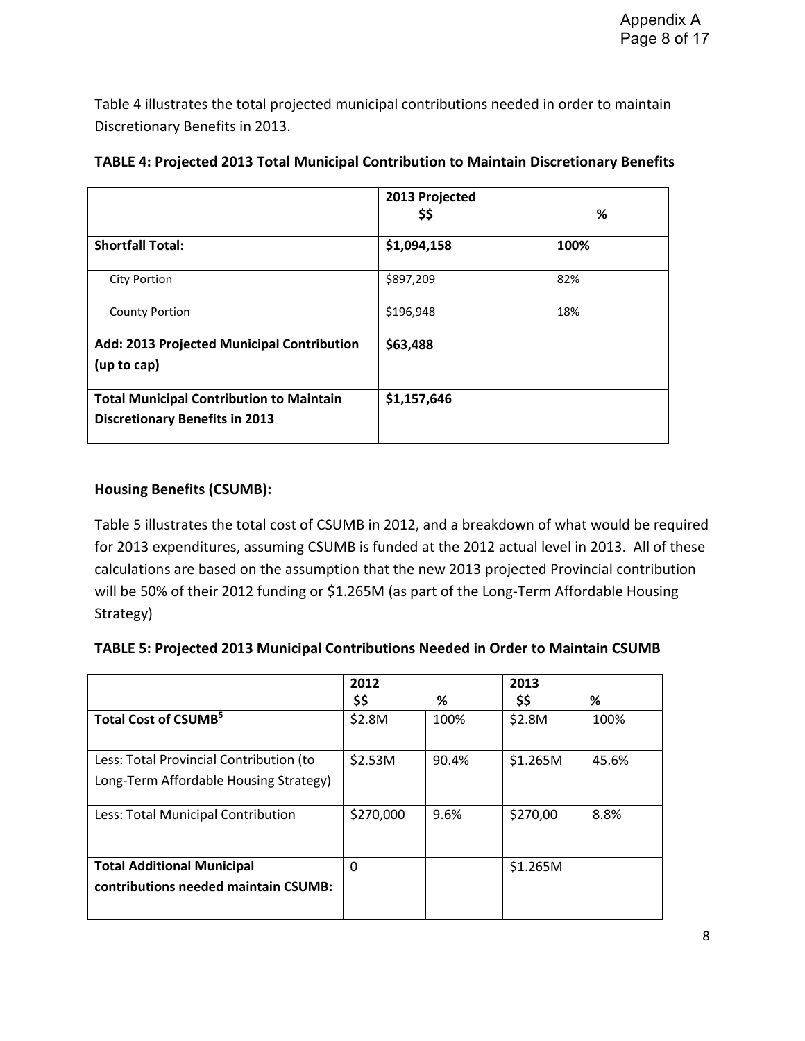Table 4 illustrates the total projected municipal contributions needed in order to maintain Discretionary Benefits in 2013.

**TABLE 4: Projected 2013 Total Municipal Contribution to Maintain Discretionary Benefits**

| | 2013 Projected $$ | % |
|---|---|---|
| **Shortfall Total:** | **$1,094,158** | **100%** |
| City Portion | $897,209 | 82% |
| County Portion | $196,948 | 18% |
| **Add: 2013 Projected Municipal Contribution (up to cap)** | **$63,488** | |
| **Total Municipal Contribution to Maintain Discretionary Benefits in 2013** | **$1,157,646** | |

**Housing Benefits (CSUMB):**

Table 5 illustrates the total cost of CSUMB in 2012, and a breakdown of what would be required for 2013 expenditures, assuming CSUMB is funded at the 2012 actual level in 2013. All of these calculations are based on the assumption that the new 2013 projected Provincial contribution will be 50% of their 2012 funding or $1.265M (as part of the Long-Term Affordable Housing Strategy)

**TABLE 5: Projected 2013 Municipal Contributions Needed in Order to Maintain CSUMB**

| | 2012 | | 2013 | |
|---|---|---|---|---|
| | $$ | % | $$ | % |
| **Total Cost of CSUMB[5]** | $2.8M | 100% | $2.8M | 100% |
| Less: Total Provincial Contribution (to Long-Term Affordable Housing Strategy) | $2.53M | 90.4% | $1.265M | 45.6% |
| Less: Total Municipal Contribution | $270,000 | 9.6% | $270,00 | 8.8% |
| **Total Additional Municipal contributions needed maintain CSUMB:** | 0 | | $1.265M | |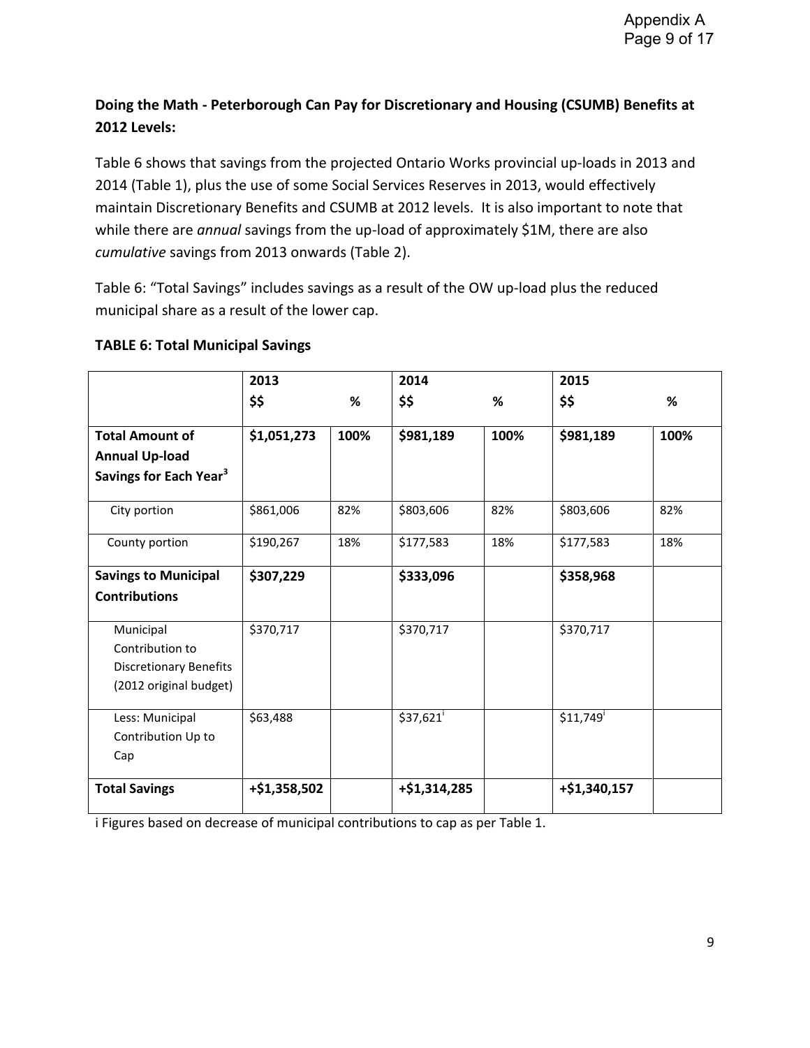**Doing the Math - Peterborough Can Pay for Discretionary and Housing (CSUMB) Benefits at 2012 Levels:**

Table 6 shows that savings from the projected Ontario Works provincial up-loads in 2013 and 2014 (Table 1), plus the use of some Social Services Reserves in 2013, would effectively maintain Discretionary Benefits and CSUMB at 2012 levels. It is also important to note that while there are *annual* savings from the up-load of approximately $1M, there are also *cumulative* savings from 2013 onwards (Table 2).

Table 6: "Total Savings" includes savings as a result of the OW up-load plus the reduced municipal share as a result of the lower cap.

**TABLE 6: Total Municipal Savings**

| | 2013 | | 2014 | | 2015 | |
|---|---|---|---|---|---|---|
| | **$$** | **%** | **$$** | **%** | **$$** | **%** |
| **Total Amount of Annual Up-load Savings for Each Year[3]** | **$1,051,273** | **100%** | **$981,189** | **100%** | **$981,189** | **100%** |
| City portion | $861,006 | 82% | $803,606 | 82% | $803,606 | 82% |
| County portion | $190,267 | 18% | $177,583 | 18% | $177,583 | 18% |
| **Savings to Municipal Contributions** | **$307,229** | | **$333,096** | | **$358,968** | |
| Municipal Contribution to Discretionary Benefits (2012 original budget) | $370,717 | | $370,717 | | $370,717 | |
| Less: Municipal Contribution Up to Cap | $63,488 | | $37,621[i] | | $11,749[i] | |
| **Total Savings** | **+$1,358,502** | | **+$1,314,285** | | **+$1,340,157** | |

i Figures based on decrease of municipal contributions to cap as per Table 1.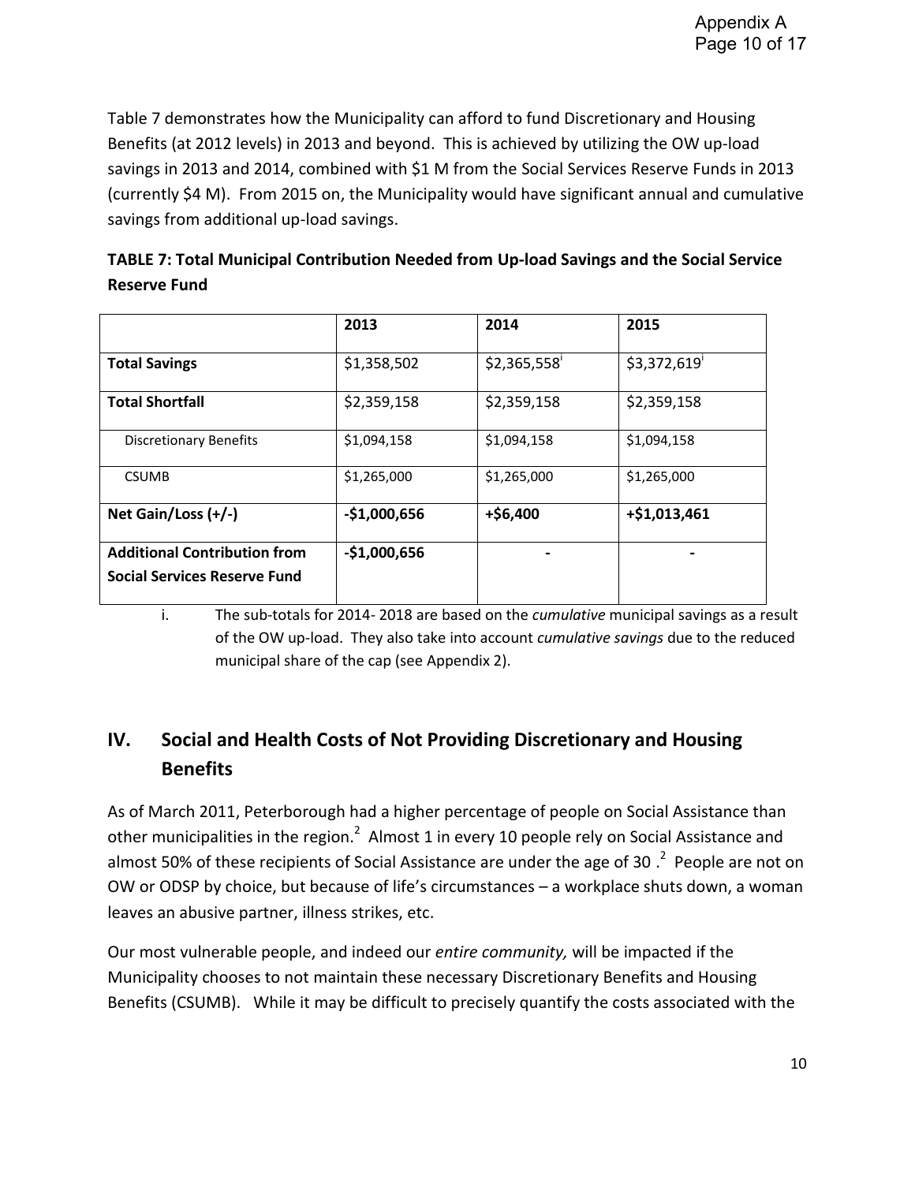Table 7 demonstrates how the Municipality can afford to fund Discretionary and Housing Benefits (at 2012 levels) in 2013 and beyond. This is achieved by utilizing the OW up-load savings in 2013 and 2014, combined with $1 M from the Social Services Reserve Funds in 2013 (currently $4 M). From 2015 on, the Municipality would have significant annual and cumulative savings from additional up-load savings.

**TABLE 7: Total Municipal Contribution Needed from Up-load Savings and the Social Service Reserve Fund**

| | 2013 | 2014 | 2015 |
|---|---|---|---|
| **Total Savings** | $1,358,502 | $2,365,558[i] | $3,372,619[i] |
| **Total Shortfall** | $2,359,158 | $2,359,158 | $2,359,158 |
| Discretionary Benefits | $1,094,158 | $1,094,158 | $1,094,158 |
| CSUMB | $1,265,000 | $1,265,000 | $1,265,000 |
| **Net Gain/Loss (+/-)** | **-$1,000,656** | **+$6,400** | **+$1,013,461** |
| **Additional Contribution from Social Services Reserve Fund** | **-$1,000,656** | **-** | **-** |

i. The sub-totals for 2014- 2018 are based on the *cumulative* municipal savings as a result of the OW up-load. They also take into account *cumulative savings* due to the reduced municipal share of the cap (see Appendix 2).

## IV. Social and Health Costs of Not Providing Discretionary and Housing Benefits

As of March 2011, Peterborough had a higher percentage of people on Social Assistance than other municipalities in the region.[2] Almost 1 in every 10 people rely on Social Assistance and almost 50% of these recipients of Social Assistance are under the age of 30 .[2] People are not on OW or ODSP by choice, but because of life's circumstances – a workplace shuts down, a woman leaves an abusive partner, illness strikes, etc.

Our most vulnerable people, and indeed our *entire community,* will be impacted if the Municipality chooses to not maintain these necessary Discretionary Benefits and Housing Benefits (CSUMB). While it may be difficult to precisely quantify the costs associated with the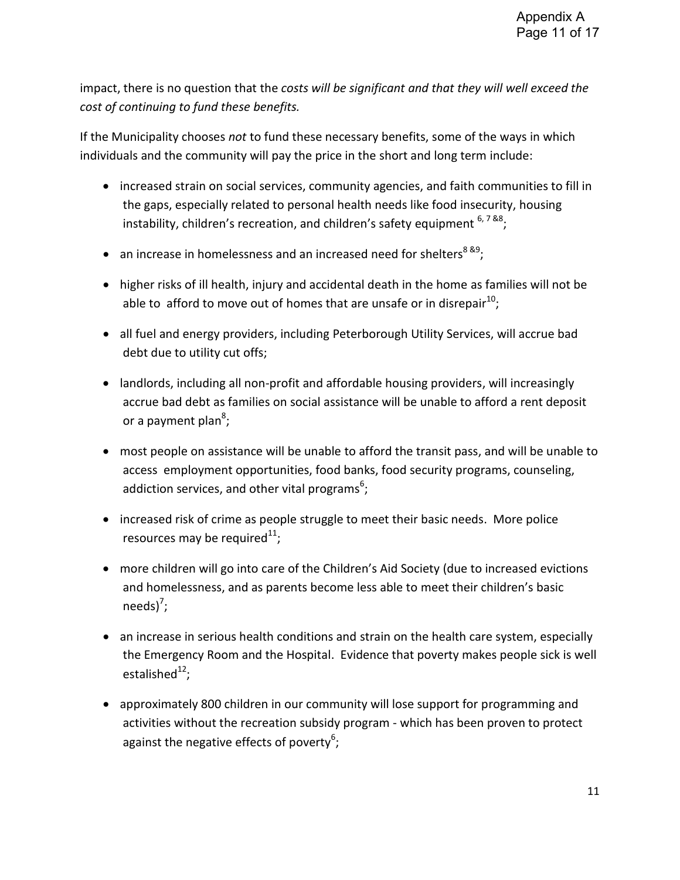impact, there is no question that the *costs will be significant and that they will well exceed the cost of continuing to fund these benefits.*

If the Municipality chooses *not* to fund these necessary benefits, some of the ways in which individuals and the community will pay the price in the short and long term include:

- increased strain on social services, community agencies, and faith communities to fill in the gaps, especially related to personal health needs like food insecurity, housing instability, children's recreation, and children's safety equipment [6, 7 &8];
- an increase in homelessness and an increased need for shelters[8 &9];
- higher risks of ill health, injury and accidental death in the home as families will not be able to afford to move out of homes that are unsafe or in disrepair[10];
- all fuel and energy providers, including Peterborough Utility Services, will accrue bad debt due to utility cut offs;
- landlords, including all non-profit and affordable housing providers, will increasingly accrue bad debt as families on social assistance will be unable to afford a rent deposit or a payment plan[8];
- most people on assistance will be unable to afford the transit pass, and will be unable to access employment opportunities, food banks, food security programs, counseling, addiction services, and other vital programs[6];
- increased risk of crime as people struggle to meet their basic needs. More police resources may be required[11];
- more children will go into care of the Children's Aid Society (due to increased evictions and homelessness, and as parents become less able to meet their children's basic needs)[7];
- an increase in serious health conditions and strain on the health care system, especially the Emergency Room and the Hospital. Evidence that poverty makes people sick is well estalished[12];
- approximately 800 children in our community will lose support for programming and activities without the recreation subsidy program - which has been proven to protect against the negative effects of poverty[6];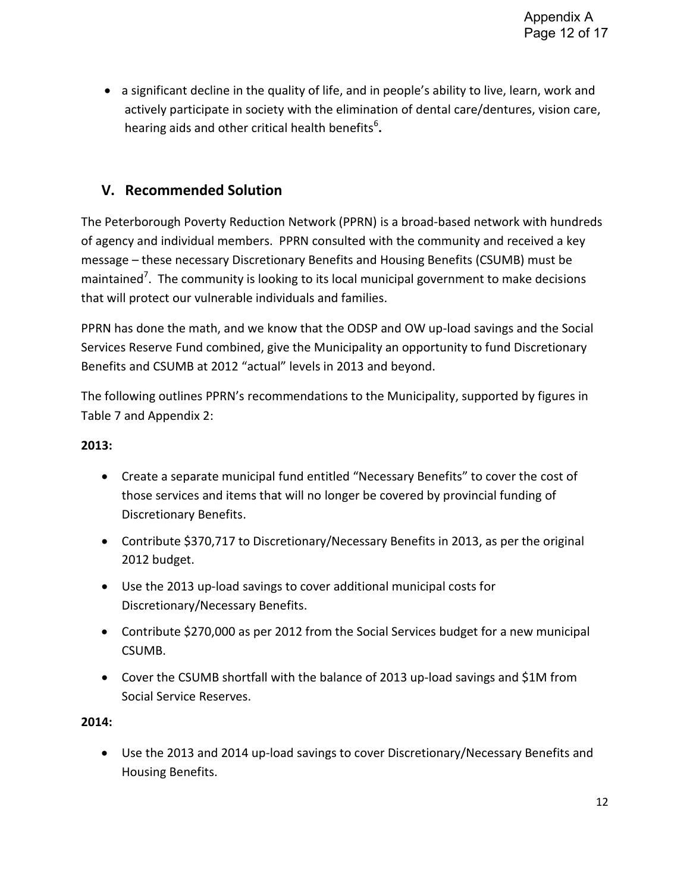- a significant decline in the quality of life, and in people's ability to live, learn, work and actively participate in society with the elimination of dental care/dentures, vision care, hearing aids and other critical health benefits[6].

## V. Recommended Solution

The Peterborough Poverty Reduction Network (PPRN) is a broad-based network with hundreds of agency and individual members. PPRN consulted with the community and received a key message – these necessary Discretionary Benefits and Housing Benefits (CSUMB) must be maintained[7]. The community is looking to its local municipal government to make decisions that will protect our vulnerable individuals and families.

PPRN has done the math, and we know that the ODSP and OW up-load savings and the Social Services Reserve Fund combined, give the Municipality an opportunity to fund Discretionary Benefits and CSUMB at 2012 "actual" levels in 2013 and beyond.

The following outlines PPRN's recommendations to the Municipality, supported by figures in Table 7 and Appendix 2:

**2013:**

- Create a separate municipal fund entitled "Necessary Benefits" to cover the cost of those services and items that will no longer be covered by provincial funding of Discretionary Benefits.
- Contribute $370,717 to Discretionary/Necessary Benefits in 2013, as per the original 2012 budget.
- Use the 2013 up-load savings to cover additional municipal costs for Discretionary/Necessary Benefits.
- Contribute $270,000 as per 2012 from the Social Services budget for a new municipal CSUMB.
- Cover the CSUMB shortfall with the balance of 2013 up-load savings and $1M from Social Service Reserves.

**2014:**

- Use the 2013 and 2014 up-load savings to cover Discretionary/Necessary Benefits and Housing Benefits.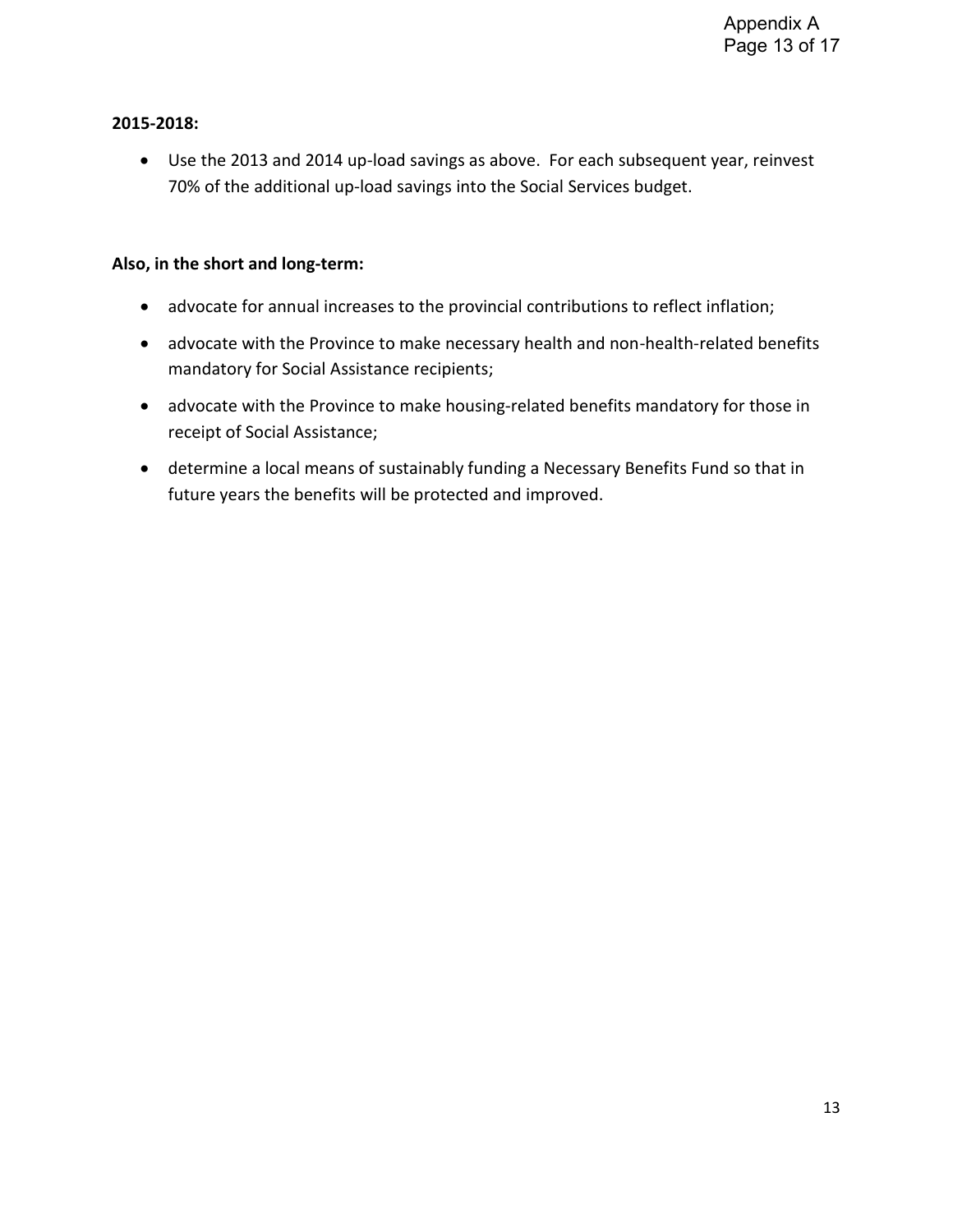**2015-2018:**

- Use the 2013 and 2014 up-load savings as above. For each subsequent year, reinvest 70% of the additional up-load savings into the Social Services budget.

**Also, in the short and long-term:**

- advocate for annual increases to the provincial contributions to reflect inflation;
- advocate with the Province to make necessary health and non-health-related benefits mandatory for Social Assistance recipients;
- advocate with the Province to make housing-related benefits mandatory for those in receipt of Social Assistance;
- determine a local means of sustainably funding a Necessary Benefits Fund so that in future years the benefits will be protected and improved.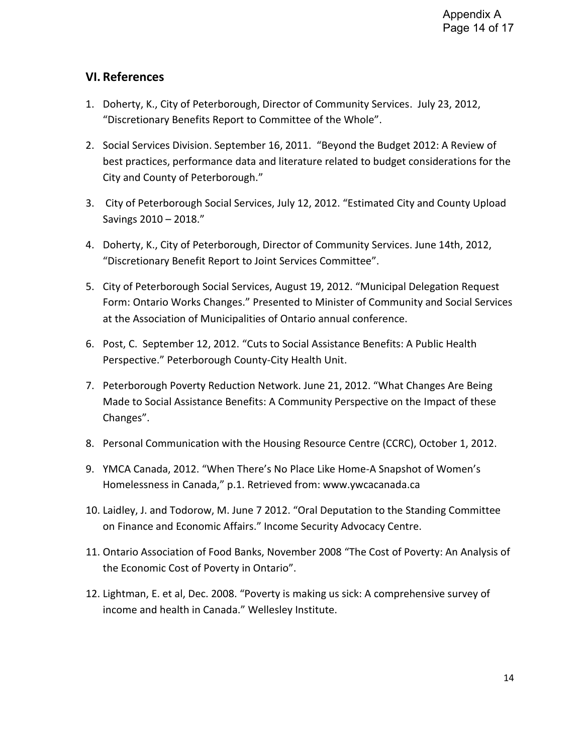## VI. References

1. Doherty, K., City of Peterborough, Director of Community Services. July 23, 2012, "Discretionary Benefits Report to Committee of the Whole".
2. Social Services Division. September 16, 2011. "Beyond the Budget 2012: A Review of best practices, performance data and literature related to budget considerations for the City and County of Peterborough."
3. City of Peterborough Social Services, July 12, 2012. "Estimated City and County Upload Savings 2010 – 2018."
4. Doherty, K., City of Peterborough, Director of Community Services. June 14th, 2012, "Discretionary Benefit Report to Joint Services Committee".
5. City of Peterborough Social Services, August 19, 2012. "Municipal Delegation Request Form: Ontario Works Changes." Presented to Minister of Community and Social Services at the Association of Municipalities of Ontario annual conference.
6. Post, C. September 12, 2012. "Cuts to Social Assistance Benefits: A Public Health Perspective." Peterborough County-City Health Unit.
7. Peterborough Poverty Reduction Network. June 21, 2012. "What Changes Are Being Made to Social Assistance Benefits: A Community Perspective on the Impact of these Changes".
8. Personal Communication with the Housing Resource Centre (CCRC), October 1, 2012.
9. YMCA Canada, 2012. "When There's No Place Like Home-A Snapshot of Women's Homelessness in Canada," p.1. Retrieved from: www.ywcacanada.ca
10. Laidley, J. and Todorow, M. June 7 2012. "Oral Deputation to the Standing Committee on Finance and Economic Affairs." Income Security Advocacy Centre.
11. Ontario Association of Food Banks, November 2008 "The Cost of Poverty: An Analysis of the Economic Cost of Poverty in Ontario".
12. Lightman, E. et al, Dec. 2008. "Poverty is making us sick: A comprehensive survey of income and health in Canada." Wellesley Institute.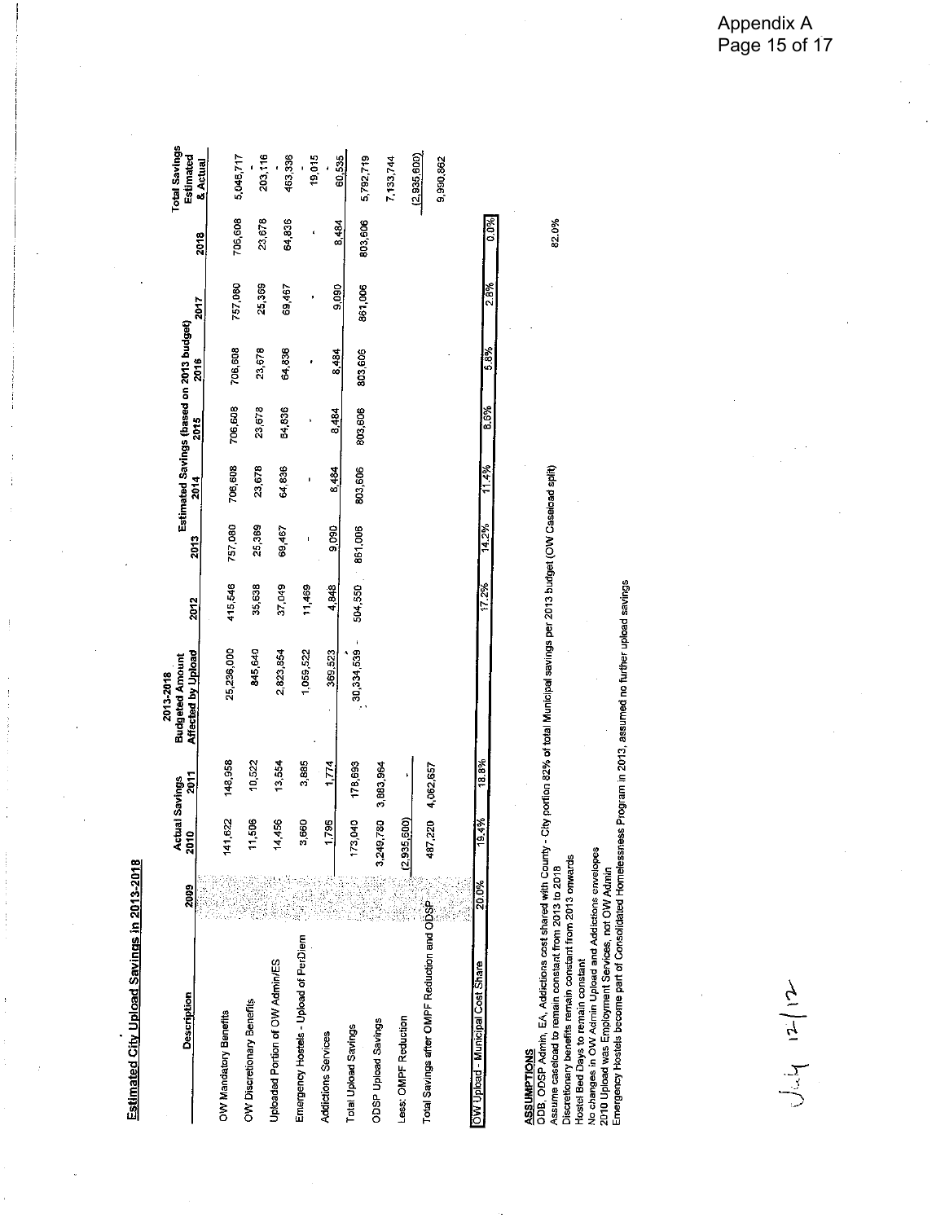"Appendix A" top right — it's a header-ish label; keep? It's "Appendix A Page 15 of 17" — page counter; omit page counter but Appendix A may be kept. I'll include "Appendix A".

Appendix A

## Estimated City Upload Savings in 2013-2018

| Description | 2009 | Actual Savings 2010 | Actual Savings 2011 | 2013-2018 Budgeted Amount Affected by Upload | 2012 | 2013 | Estimated Savings (based on 2013 budget) 2014 | 2015 | 2016 | 2017 | 2018 | Total Savings Estimated & Actual |
|---|---|---|---|---|---|---|---|---|---|---|---|---|
| OW Mandatory Benefits | | 141,622 | 148,958 | 25,236,000 | 415,546 | 757,080 | 706,608 | 706,608 | 706,608 | 757,080 | 706,608 | 5,045,717 |
| OW Discretionary Benefits | | 11,506 | 10,522 | 845,640 | 35,638 | 25,369 | 23,678 | 23,678 | 23,678 | 25,369 | 23,678 | 203,116 |
| Uploaded Portion of OW Admin/ES | | 14,456 | 13,554 | 2,823,854 | 37,049 | 69,467 | 64,836 | 64,836 | 64,836 | 69,467 | 64,836 | 463,336 |
| Emergency Hostels - Upload of PerDiem | | 3,660 | 3,885 | 1,059,522 | 11,469 | - | - | - | - | - | - | 19,015 |
| Addictions Services | | 1,796 | 1,774 | 369,523 | 4,848 | 9,090 | 8,484 | 8,484 | 8,484 | 9,090 | 8,484 | 60,535 |
| Total Upload Savings | | 173,040 | 178,693 | 30,334,539 | 504,550 | 861,006 | 803,606 | 803,606 | 803,606 | 861,006 | 803,606 | 5,792,719 |
| ODSP Upload Savings | | 3,249,780 | 3,883,964 | | | | | | | | | 7,133,744 |
| Less: OMPF Reduction | | (2,935,600) | - | | | | | | | | | (2,935,600) |
| Total Savings after OMPF Reduction and ODSP | | 487,220 | 4,062,657 | | | | | | | | | 9,990,862 |
| | | | | | | | | | | | | |
| OW Upload - Municipal Cost Share | 20.0% | 19.4% | 18.8% | | 17.2% | 14.2% | 11.4% | 8.6% | 5.8% | 2.8% | 0.0% | |

**ASSUMPTIONS**

ODB, ODSP Admin, EA, Addictions cost shared with County - City portion 82% of total Municipal savings per 2013 budget (OW Caseload split) 82.0%

Assume caseload to remain constant from 2013 to 2018

Discretionary benefits remain constant from 2013 onwards

Hostel Bed Days to remain constant

No changes in OW Admin Upload and Addictions envelopes

2010 Upload was Employment Services, not OW Admin

Emergency Hostels become part of Consolidated Homelessness Program in 2013, assumed no further upload savings

July 12/12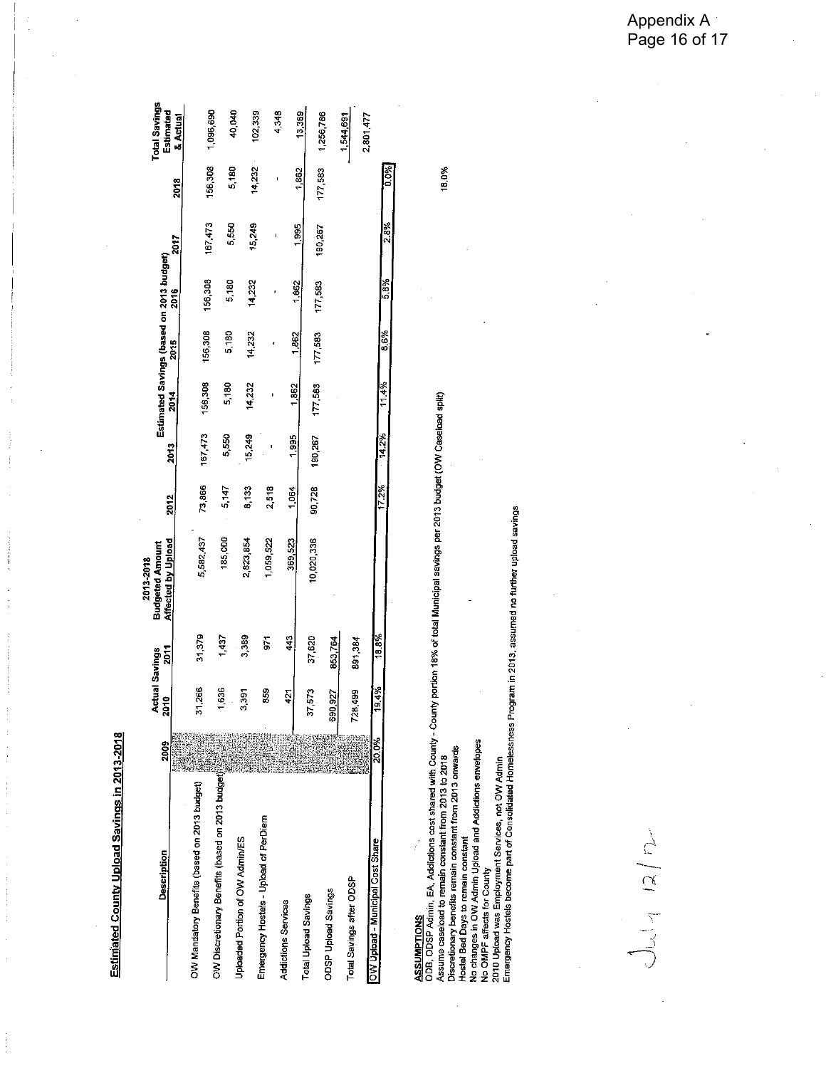# Estimated County Upload Savings in 2013-2018

| Description | 2009 | Actual Savings 2010 | Actual Savings 2011 | 2013-2018 Budgeted Amount Affected by Upload | 2012 | Estimated Savings (based on 2013 budget) 2013 | 2014 | 2015 | 2016 | 2017 | 2018 | Total Savings Estimated & Actual |
|---|---|---|---|---|---|---|---|---|---|---|---|---|
| OW Mandatory Benefits (based on 2013 budget) | | 31,266 | 31,379 | 5,582,437 | 73,866 | 167,473 | 156,308 | 156,308 | 156,308 | 167,473 | 156,308 | 1,096,690 |
| OW Discretionary Benefits (based on 2013 budget) | | 1,636 | 1,437 | 185,000 | 5,147 | 5,550 | 5,180 | 5,180 | 5,180 | 5,550 | 5,180 | 40,040 |
| Uploaded Portion of OW Admin/ES | | 3,391 | 3,389 | 2,823,854 | 8,133 | 15,249 | 14,232 | 14,232 | 14,232 | 15,249 | 14,232 | 102,339 |
| Emergency Hostels - Upload of PerDiem | | 859 | 971 | 1,059,522 | 2,518 | - | - | - | - | - | - | 4,348 |
| Addictions Services | | 421 | 443 | 369,523 | 1,064 | 1,995 | 1,862 | 1,862 | 1,862 | 1,995 | 1,862 | 13,369 |
| Total Upload Savings | | 37,573 | 37,620 | 10,020,336 | 90,728 | 190,267 | 177,583 | 177,583 | 177,583 | 190,267 | 177,583 | 1,256,786 |
| ODSP Upload Savings | | 690,927 | 853,764 | | | | | | | | | 1,544,691 |
| Total Savings after ODSP | | 728,499 | 891,384 | | | | | | | | | 2,801,477 |
| OW Upload - Municipal Cost Share | 20.0% | 19.4% | 18.8% | | 17.2% | 14.2% | 11.4% | 8.6% | 5.8% | 2.8% | 0.0% | |

**ASSUMPTIONS**

ODB, ODSP Admin, EA, Addictions cost shared with County - County portion 18% of total Municipal savings per 2013 budget (OW Caseload split) 18.0%

Assume caseload to remain constant from 2013 to 2018

Discretionary benefits remain constant from 2013 onwards

Hostel Bed Days to remain constant

No changes in OW Admin Upload and Addictions envelopes

No OMPF affects for County

2010 Upload was Employment Services, not OW Admin

Emergency Hostels become part of Consolidated Homelessness Program in 2013, assumed no further upload savings

July 12/12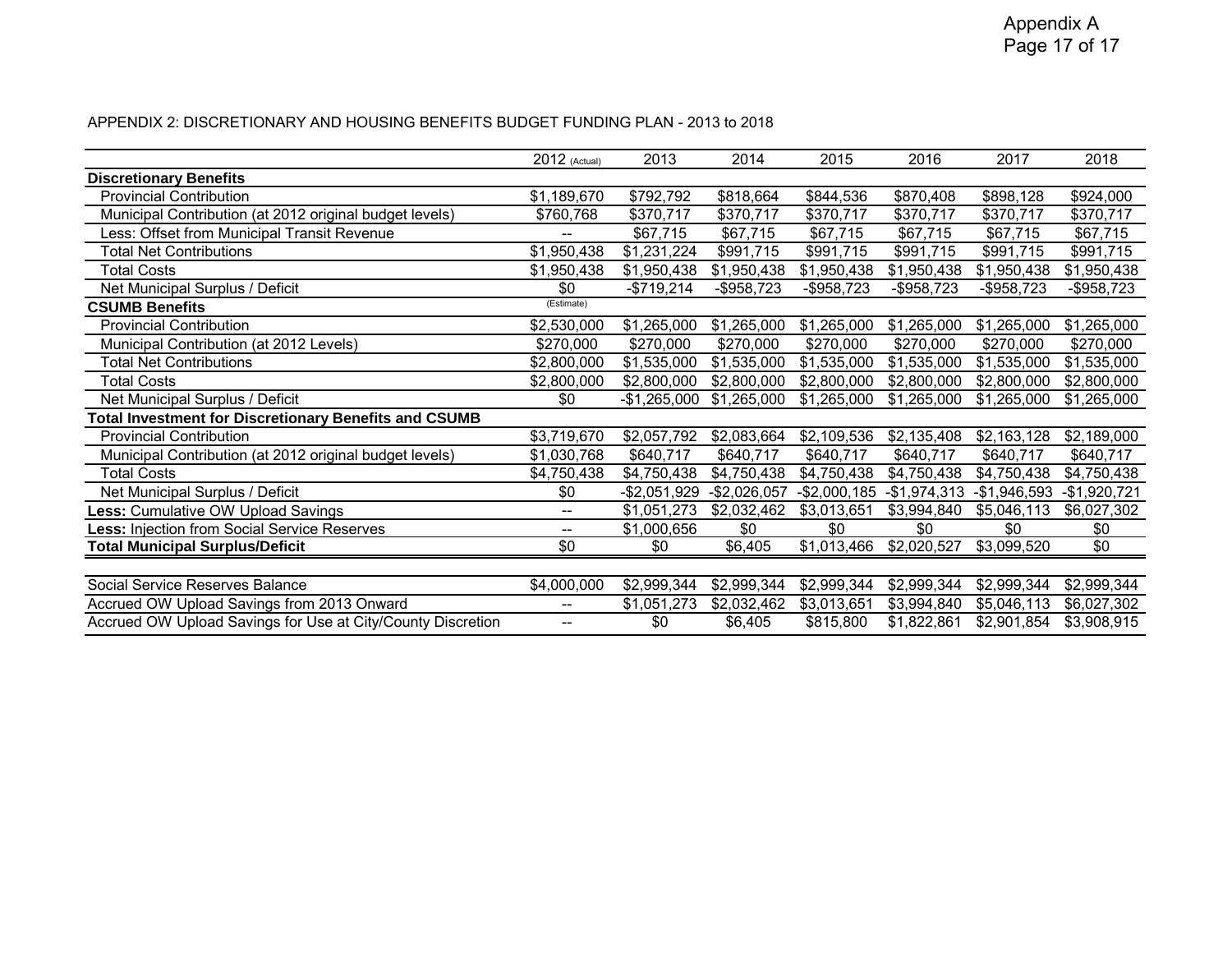APPENDIX 2: DISCRETIONARY AND HOUSING BENEFITS BUDGET FUNDING PLAN - 2013 to 2018

| | 2012 (Actual) | 2013 | 2014 | 2015 | 2016 | 2017 | 2018 |
|---|---|---|---|---|---|---|---|
| **Discretionary Benefits** | | | | | | | |
| Provincial Contribution | $1,189,670 | $792,792 | $818,664 | $844,536 | $870,408 | $898,128 | $924,000 |
| Municipal Contribution (at 2012 original budget levels) | $760,768 | $370,717 | $370,717 | $370,717 | $370,717 | $370,717 | $370,717 |
| Less: Offset from Municipal Transit Revenue | -- | $67,715 | $67,715 | $67,715 | $67,715 | $67,715 | $67,715 |
| Total Net Contributions | $1,950,438 | $1,231,224 | $991,715 | $991,715 | $991,715 | $991,715 | $991,715 |
| Total Costs | $1,950,438 | $1,950,438 | $1,950,438 | $1,950,438 | $1,950,438 | $1,950,438 | $1,950,438 |
| Net Municipal Surplus / Deficit | $0 | -$719,214 | -$958,723 | -$958,723 | -$958,723 | -$958,723 | -$958,723 |
| **CSUMB Benefits** | (Estimate) | | | | | | |
| Provincial Contribution | $2,530,000 | $1,265,000 | $1,265,000 | $1,265,000 | $1,265,000 | $1,265,000 | $1,265,000 |
| Municipal Contribution (at 2012 Levels) | $270,000 | $270,000 | $270,000 | $270,000 | $270,000 | $270,000 | $270,000 |
| Total Net Contributions | $2,800,000 | $1,535,000 | $1,535,000 | $1,535,000 | $1,535,000 | $1,535,000 | $1,535,000 |
| Total Costs | $2,800,000 | $2,800,000 | $2,800,000 | $2,800,000 | $2,800,000 | $2,800,000 | $2,800,000 |
| Net Municipal Surplus / Deficit | $0 | -$1,265,000 | $1,265,000 | $1,265,000 | $1,265,000 | $1,265,000 | $1,265,000 |
| **Total Investment for Discretionary Benefits and CSUMB** | | | | | | | |
| Provincial Contribution | $3,719,670 | $2,057,792 | $2,083,664 | $2,109,536 | $2,135,408 | $2,163,128 | $2,189,000 |
| Municipal Contribution (at 2012 original budget levels) | $1,030,768 | $640,717 | $640,717 | $640,717 | $640,717 | $640,717 | $640,717 |
| Total Costs | $4,750,438 | $4,750,438 | $4,750,438 | $4,750,438 | $4,750,438 | $4,750,438 | $4,750,438 |
| Net Municipal Surplus / Deficit | $0 | -$2,051,929 | -$2,026,057 | -$2,000,185 | -$1,974,313 | -$1,946,593 | -$1,920,721 |
| **Less:** Cumulative OW Upload Savings | -- | $1,051,273 | $2,032,462 | $3,013,651 | $3,994,840 | $5,046,113 | $6,027,302 |
| **Less:** Injection from Social Service Reserves | -- | $1,000,656 | $0 | $0 | $0 | $0 | $0 |
| **Total Municipal Surplus/Deficit** | $0 | $0 | $6,405 | $1,013,466 | $2,020,527 | $3,099,520 | $0 |
| | | | | | | | |
| Social Service Reserves Balance | $4,000,000 | $2,999,344 | $2,999,344 | $2,999,344 | $2,999,344 | $2,999,344 | $2,999,344 |
| Accrued OW Upload Savings from 2013 Onward | -- | $1,051,273 | $2,032,462 | $3,013,651 | $3,994,840 | $5,046,113 | $6,027,302 |
| Accrued OW Upload Savings for Use at City/County Discretion | -- | $0 | $6,405 | $815,800 | $1,822,861 | $2,901,854 | $3,908,915 |